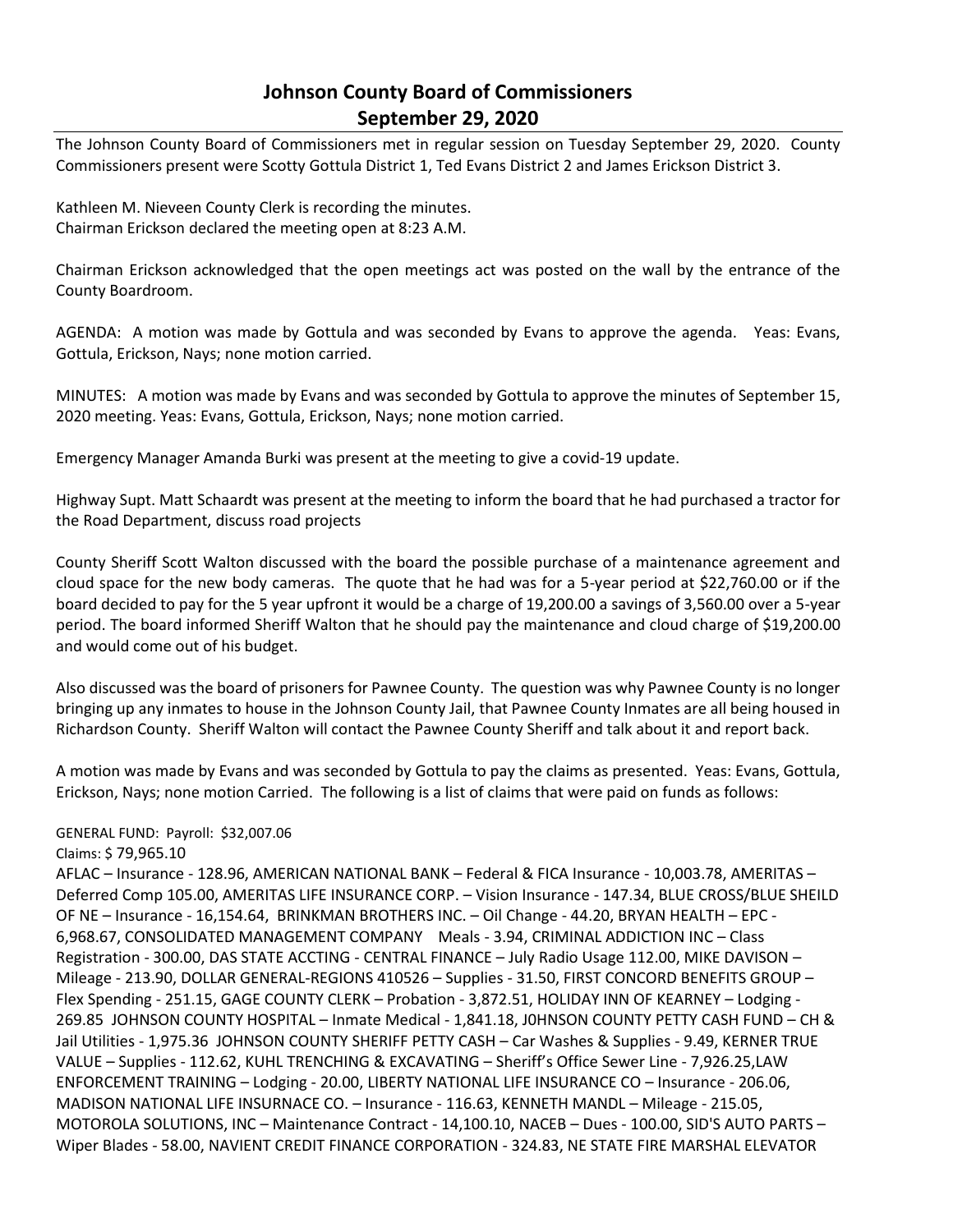# Johnson County Board of Commissioners
## September 29, 2020

The Johnson County Board of Commissioners met in regular session on Tuesday September 29, 2020. County Commissioners present were Scotty Gottula District 1, Ted Evans District 2 and James Erickson District 3.

Kathleen M. Nieveen County Clerk is recording the minutes.
Chairman Erickson declared the meeting open at 8:23 A.M.

Chairman Erickson acknowledged that the open meetings act was posted on the wall by the entrance of the County Boardroom.

AGENDA: A motion was made by Gottula and was seconded by Evans to approve the agenda. Yeas: Evans, Gottula, Erickson, Nays; none motion carried.

MINUTES: A motion was made by Evans and was seconded by Gottula to approve the minutes of September 15, 2020 meeting. Yeas: Evans, Gottula, Erickson, Nays; none motion carried.

Emergency Manager Amanda Burki was present at the meeting to give a covid-19 update.

Highway Supt. Matt Schaardt was present at the meeting to inform the board that he had purchased a tractor for the Road Department, discuss road projects

County Sheriff Scott Walton discussed with the board the possible purchase of a maintenance agreement and cloud space for the new body cameras. The quote that he had was for a 5-year period at $22,760.00 or if the board decided to pay for the 5 year upfront it would be a charge of 19,200.00 a savings of 3,560.00 over a 5-year period. The board informed Sheriff Walton that he should pay the maintenance and cloud charge of $19,200.00 and would come out of his budget.

Also discussed was the board of prisoners for Pawnee County. The question was why Pawnee County is no longer bringing up any inmates to house in the Johnson County Jail, that Pawnee County Inmates are all being housed in Richardson County. Sheriff Walton will contact the Pawnee County Sheriff and talk about it and report back.

A motion was made by Evans and was seconded by Gottula to pay the claims as presented. Yeas: Evans, Gottula, Erickson, Nays; none motion Carried. The following is a list of claims that were paid on funds as follows:

GENERAL FUND: Payroll: $32,007.06
Claims: $ 79,965.10
AFLAC – Insurance - 128.96, AMERICAN NATIONAL BANK – Federal & FICA Insurance - 10,003.78, AMERITAS – Deferred Comp 105.00, AMERITAS LIFE INSURANCE CORP. – Vision Insurance - 147.34, BLUE CROSS/BLUE SHEILD OF NE – Insurance - 16,154.64, BRINKMAN BROTHERS INC. – Oil Change - 44.20, BRYAN HEALTH – EPC - 6,968.67, CONSOLIDATED MANAGEMENT COMPANY Meals - 3.94, CRIMINAL ADDICTION INC – Class Registration - 300.00, DAS STATE ACCTING - CENTRAL FINANCE – July Radio Usage 112.00, MIKE DAVISON – Mileage - 213.90, DOLLAR GENERAL-REGIONS 410526 – Supplies - 31.50, FIRST CONCORD BENEFITS GROUP – Flex Spending - 251.15, GAGE COUNTY CLERK – Probation - 3,872.51, HOLIDAY INN OF KEARNEY – Lodging - 269.85 JOHNSON COUNTY HOSPITAL – Inmate Medical - 1,841.18, J0HNSON COUNTY PETTY CASH FUND – CH & Jail Utilities - 1,975.36 JOHNSON COUNTY SHERIFF PETTY CASH – Car Washes & Supplies - 9.49, KERNER TRUE VALUE – Supplies - 112.62, KUHL TRENCHING & EXCAVATING – Sheriff's Office Sewer Line - 7,926.25,LAW ENFORCEMENT TRAINING – Lodging - 20.00, LIBERTY NATIONAL LIFE INSURANCE CO – Insurance - 206.06, MADISON NATIONAL LIFE INSURNACE CO. – Insurance - 116.63, KENNETH MANDL – Mileage - 215.05, MOTOROLA SOLUTIONS, INC – Maintenance Contract - 14,100.10, NACEB – Dues - 100.00, SID'S AUTO PARTS – Wiper Blades - 58.00, NAVIENT CREDIT FINANCE CORPORATION - 324.83, NE STATE FIRE MARSHAL ELEVATOR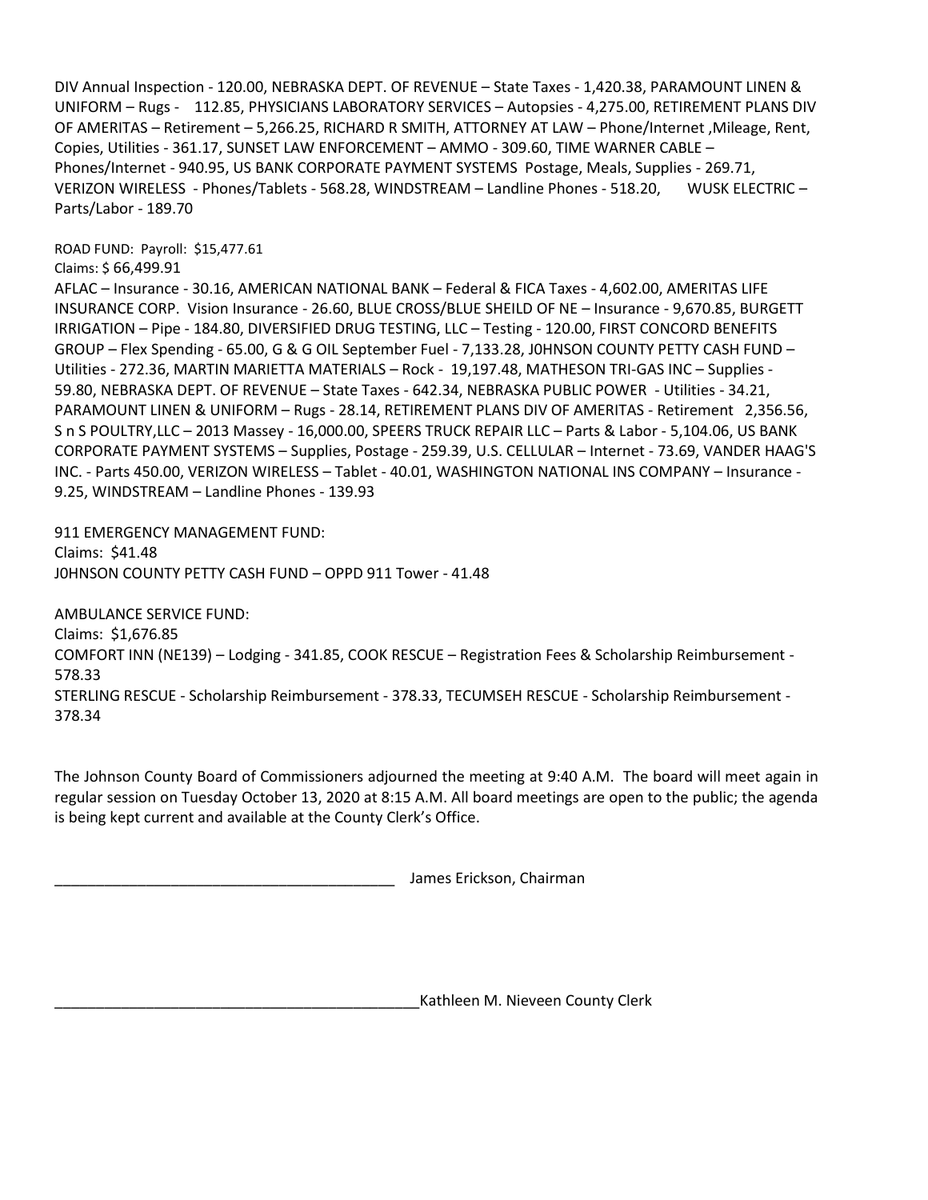DIV Annual Inspection - 120.00, NEBRASKA DEPT. OF REVENUE – State Taxes - 1,420.38, PARAMOUNT LINEN & UNIFORM – Rugs - 112.85, PHYSICIANS LABORATORY SERVICES – Autopsies - 4,275.00, RETIREMENT PLANS DIV OF AMERITAS – Retirement – 5,266.25, RICHARD R SMITH, ATTORNEY AT LAW – Phone/Internet ,Mileage, Rent, Copies, Utilities - 361.17, SUNSET LAW ENFORCEMENT – AMMO - 309.60, TIME WARNER CABLE – Phones/Internet - 940.95, US BANK CORPORATE PAYMENT SYSTEMS Postage, Meals, Supplies - 269.71, VERIZON WIRELESS - Phones/Tablets - 568.28, WINDSTREAM – Landline Phones - 518.20, WUSK ELECTRIC – Parts/Labor - 189.70

ROAD FUND: Payroll: $15,477.61
Claims: $ 66,499.91
AFLAC – Insurance - 30.16, AMERICAN NATIONAL BANK – Federal & FICA Taxes - 4,602.00, AMERITAS LIFE INSURANCE CORP. Vision Insurance - 26.60, BLUE CROSS/BLUE SHEILD OF NE – Insurance - 9,670.85, BURGETT IRRIGATION – Pipe - 184.80, DIVERSIFIED DRUG TESTING, LLC – Testing - 120.00, FIRST CONCORD BENEFITS GROUP – Flex Spending - 65.00, G & G OIL September Fuel - 7,133.28, J0HNSON COUNTY PETTY CASH FUND – Utilities - 272.36, MARTIN MARIETTA MATERIALS – Rock - 19,197.48, MATHESON TRI-GAS INC – Supplies - 59.80, NEBRASKA DEPT. OF REVENUE – State Taxes - 642.34, NEBRASKA PUBLIC POWER - Utilities - 34.21, PARAMOUNT LINEN & UNIFORM – Rugs - 28.14, RETIREMENT PLANS DIV OF AMERITAS - Retirement 2,356.56, S n S POULTRY,LLC – 2013 Massey - 16,000.00, SPEERS TRUCK REPAIR LLC – Parts & Labor - 5,104.06, US BANK CORPORATE PAYMENT SYSTEMS – Supplies, Postage - 259.39, U.S. CELLULAR – Internet - 73.69, VANDER HAAG'S INC. - Parts 450.00, VERIZON WIRELESS – Tablet - 40.01, WASHINGTON NATIONAL INS COMPANY – Insurance - 9.25, WINDSTREAM – Landline Phones - 139.93

911 EMERGENCY MANAGEMENT FUND:
Claims: $41.48
J0HNSON COUNTY PETTY CASH FUND – OPPD 911 Tower - 41.48

AMBULANCE SERVICE FUND:
Claims: $1,676.85
COMFORT INN (NE139) – Lodging - 341.85, COOK RESCUE – Registration Fees & Scholarship Reimbursement - 578.33
STERLING RESCUE - Scholarship Reimbursement - 378.33, TECUMSEH RESCUE - Scholarship Reimbursement - 378.34

The Johnson County Board of Commissioners adjourned the meeting at 9:40 A.M. The board will meet again in regular session on Tuesday October 13, 2020 at 8:15 A.M. All board meetings are open to the public; the agenda is being kept current and available at the County Clerk's Office.

\_\_\_\_\_\_\_\_\_\_\_\_\_\_\_\_\_\_\_\_\_\_\_\_\_\_\_\_\_\_\_\_\_\_\_\_\_\_\_\_\_\_ James Erickson, Chairman

\_\_\_\_\_\_\_\_\_\_\_\_\_\_\_\_\_\_\_\_\_\_\_\_\_\_\_\_\_\_\_\_\_\_\_\_\_\_\_\_\_\_\_\_\_Kathleen M. Nieveen County Clerk